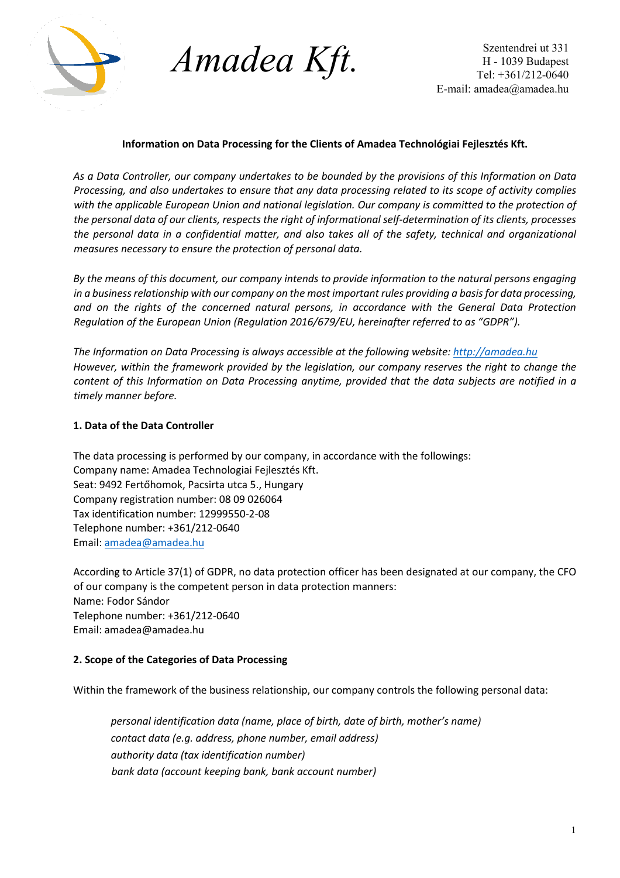# Amadea Kft.

Szentendrei ut 331
H - 1039 Budapest
Tel: +361/212-0640
E-mail: amadea@amadea.hu

**Information on Data Processing for the Clients of Amadea Technológiai Fejlesztés Kft.**

*As a Data Controller, our company undertakes to be bounded by the provisions of this Information on Data Processing, and also undertakes to ensure that any data processing related to its scope of activity complies with the applicable European Union and national legislation. Our company is committed to the protection of the personal data of our clients, respects the right of informational self-determination of its clients, processes the personal data in a confidential matter, and also takes all of the safety, technical and organizational measures necessary to ensure the protection of personal data.*

*By the means of this document, our company intends to provide information to the natural persons engaging in a business relationship with our company on the most important rules providing a basis for data processing, and on the rights of the concerned natural persons, in accordance with the General Data Protection Regulation of the European Union (Regulation 2016/679/EU, hereinafter referred to as "GDPR").*

*The Information on Data Processing is always accessible at the following website: [http://amadea.hu](http://amadea.hu)*
*However, within the framework provided by the legislation, our company reserves the right to change the content of this Information on Data Processing anytime, provided that the data subjects are notified in a timely manner before.*

## 1. Data of the Data Controller

The data processing is performed by our company, in accordance with the followings:
Company name: Amadea Technologiai Fejlesztés Kft.
Seat: 9492 Fertőhomok, Pacsirta utca 5., Hungary
Company registration number: 08 09 026064
Tax identification number: 12999550-2-08
Telephone number: +361/212-0640
Email: [amadea@amadea.hu](mailto:amadea@amadea.hu)

According to Article 37(1) of GDPR, no data protection officer has been designated at our company, the CFO of our company is the competent person in data protection manners:
Name: Fodor Sándor
Telephone number: +361/212-0640
Email: amadea@amadea.hu

## 2. Scope of the Categories of Data Processing

Within the framework of the business relationship, our company controls the following personal data:

- *personal identification data (name, place of birth, date of birth, mother's name)*
- *contact data (e.g. address, phone number, email address)*
- *authority data (tax identification number)*
- *bank data (account keeping bank, bank account number)*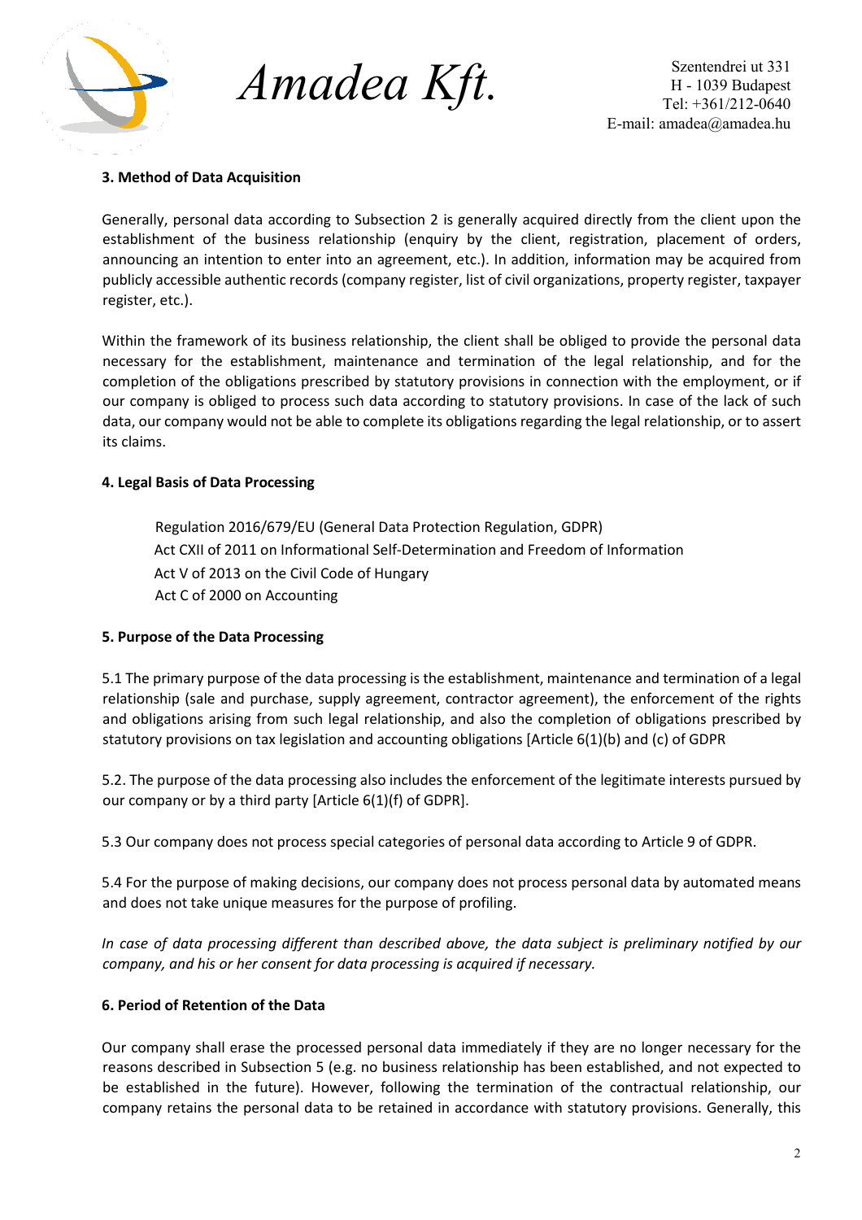### 3. Method of Data Acquisition

Generally, personal data according to Subsection 2 is generally acquired directly from the client upon the establishment of the business relationship (enquiry by the client, registration, placement of orders, announcing an intention to enter into an agreement, etc.). In addition, information may be acquired from publicly accessible authentic records (company register, list of civil organizations, property register, taxpayer register, etc.).

Within the framework of its business relationship, the client shall be obliged to provide the personal data necessary for the establishment, maintenance and termination of the legal relationship, and for the completion of the obligations prescribed by statutory provisions in connection with the employment, or if our company is obliged to process such data according to statutory provisions. In case of the lack of such data, our company would not be able to complete its obligations regarding the legal relationship, or to assert its claims.

### 4. Legal Basis of Data Processing

Regulation 2016/679/EU (General Data Protection Regulation, GDPR)
Act CXII of 2011 on Informational Self-Determination and Freedom of Information
Act V of 2013 on the Civil Code of Hungary
Act C of 2000 on Accounting

### 5. Purpose of the Data Processing

5.1 The primary purpose of the data processing is the establishment, maintenance and termination of a legal relationship (sale and purchase, supply agreement, contractor agreement), the enforcement of the rights and obligations arising from such legal relationship, and also the completion of obligations prescribed by statutory provisions on tax legislation and accounting obligations [Article 6(1)(b) and (c) of GDPR

5.2. The purpose of the data processing also includes the enforcement of the legitimate interests pursued by our company or by a third party [Article 6(1)(f) of GDPR].

5.3 Our company does not process special categories of personal data according to Article 9 of GDPR.

5.4 For the purpose of making decisions, our company does not process personal data by automated means and does not take unique measures for the purpose of profiling.

*In case of data processing different than described above, the data subject is preliminary notified by our company, and his or her consent for data processing is acquired if necessary.*

### 6. Period of Retention of the Data

Our company shall erase the processed personal data immediately if they are no longer necessary for the reasons described in Subsection 5 (e.g. no business relationship has been established, and not expected to be established in the future). However, following the termination of the contractual relationship, our company retains the personal data to be retained in accordance with statutory provisions. Generally, this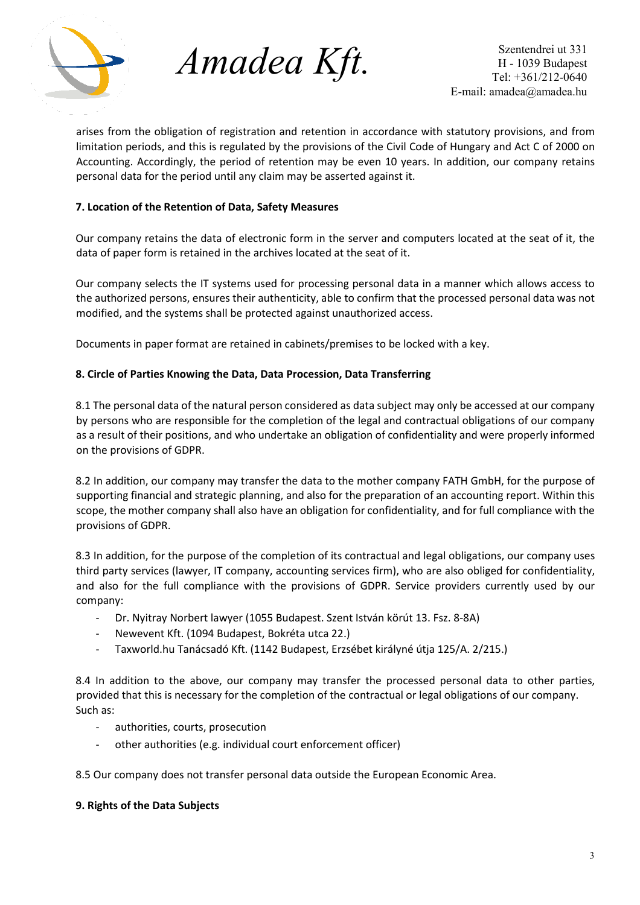arises from the obligation of registration and retention in accordance with statutory provisions, and from limitation periods, and this is regulated by the provisions of the Civil Code of Hungary and Act C of 2000 on Accounting. Accordingly, the period of retention may be even 10 years. In addition, our company retains personal data for the period until any claim may be asserted against it.

**7. Location of the Retention of Data, Safety Measures**

Our company retains the data of electronic form in the server and computers located at the seat of it, the data of paper form is retained in the archives located at the seat of it.

Our company selects the IT systems used for processing personal data in a manner which allows access to the authorized persons, ensures their authenticity, able to confirm that the processed personal data was not modified, and the systems shall be protected against unauthorized access.

Documents in paper format are retained in cabinets/premises to be locked with a key.

**8. Circle of Parties Knowing the Data, Data Procession, Data Transferring**

8.1 The personal data of the natural person considered as data subject may only be accessed at our company by persons who are responsible for the completion of the legal and contractual obligations of our company as a result of their positions, and who undertake an obligation of confidentiality and were properly informed on the provisions of GDPR.

8.2 In addition, our company may transfer the data to the mother company FATH GmbH, for the purpose of supporting financial and strategic planning, and also for the preparation of an accounting report. Within this scope, the mother company shall also have an obligation for confidentiality, and for full compliance with the provisions of GDPR.

8.3 In addition, for the purpose of the completion of its contractual and legal obligations, our company uses third party services (lawyer, IT company, accounting services firm), who are also obliged for confidentiality, and also for the full compliance with the provisions of GDPR. Service providers currently used by our company:

- Dr. Nyitray Norbert lawyer (1055 Budapest. Szent István körút 13. Fsz. 8-8A)
- Newevent Kft. (1094 Budapest, Bokréta utca 22.)
- Taxworld.hu Tanácsadó Kft. (1142 Budapest, Erzsébet királyné útja 125/A. 2/215.)

8.4 In addition to the above, our company may transfer the processed personal data to other parties, provided that this is necessary for the completion of the contractual or legal obligations of our company. Such as:

- authorities, courts, prosecution
- other authorities (e.g. individual court enforcement officer)

8.5 Our company does not transfer personal data outside the European Economic Area.

**9. Rights of the Data Subjects**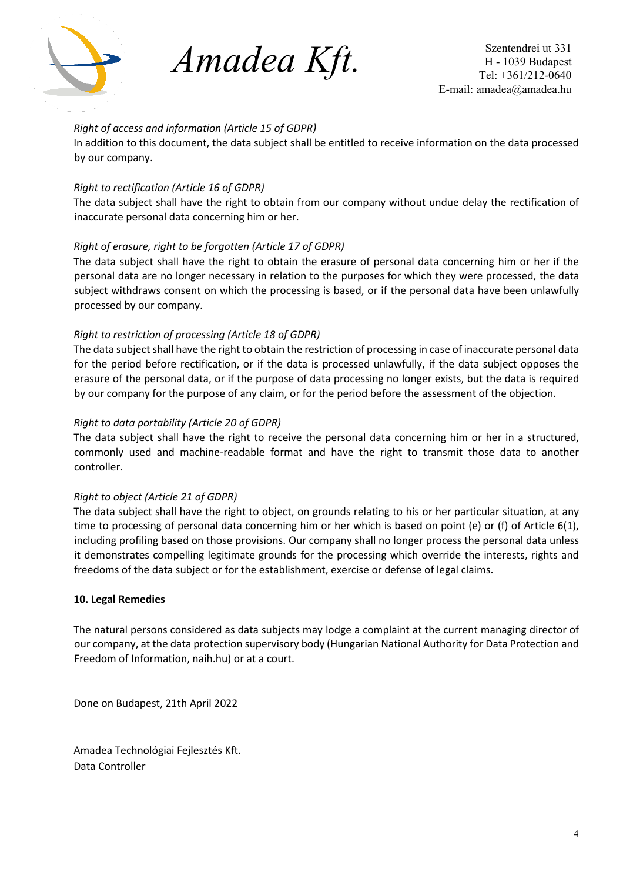*Right of access and information (Article 15 of GDPR)*
In addition to this document, the data subject shall be entitled to receive information on the data processed by our company.

*Right to rectification (Article 16 of GDPR)*
The data subject shall have the right to obtain from our company without undue delay the rectification of inaccurate personal data concerning him or her.

*Right of erasure, right to be forgotten (Article 17 of GDPR)*
The data subject shall have the right to obtain the erasure of personal data concerning him or her if the personal data are no longer necessary in relation to the purposes for which they were processed, the data subject withdraws consent on which the processing is based, or if the personal data have been unlawfully processed by our company.

*Right to restriction of processing (Article 18 of GDPR)*
The data subject shall have the right to obtain the restriction of processing in case of inaccurate personal data for the period before rectification, or if the data is processed unlawfully, if the data subject opposes the erasure of the personal data, or if the purpose of data processing no longer exists, but the data is required by our company for the purpose of any claim, or for the period before the assessment of the objection.

*Right to data portability (Article 20 of GDPR)*
The data subject shall have the right to receive the personal data concerning him or her in a structured, commonly used and machine-readable format and have the right to transmit those data to another controller.

*Right to object (Article 21 of GDPR)*
The data subject shall have the right to object, on grounds relating to his or her particular situation, at any time to processing of personal data concerning him or her which is based on point (e) or (f) of Article 6(1), including profiling based on those provisions. Our company shall no longer process the personal data unless it demonstrates compelling legitimate grounds for the processing which override the interests, rights and freedoms of the data subject or for the establishment, exercise or defense of legal claims.

**10. Legal Remedies**

The natural persons considered as data subjects may lodge a complaint at the current managing director of our company, at the data protection supervisory body (Hungarian National Authority for Data Protection and Freedom of Information, naih.hu) or at a court.

Done on Budapest, 21th April 2022

Amadea Technológiai Fejlesztés Kft.
Data Controller